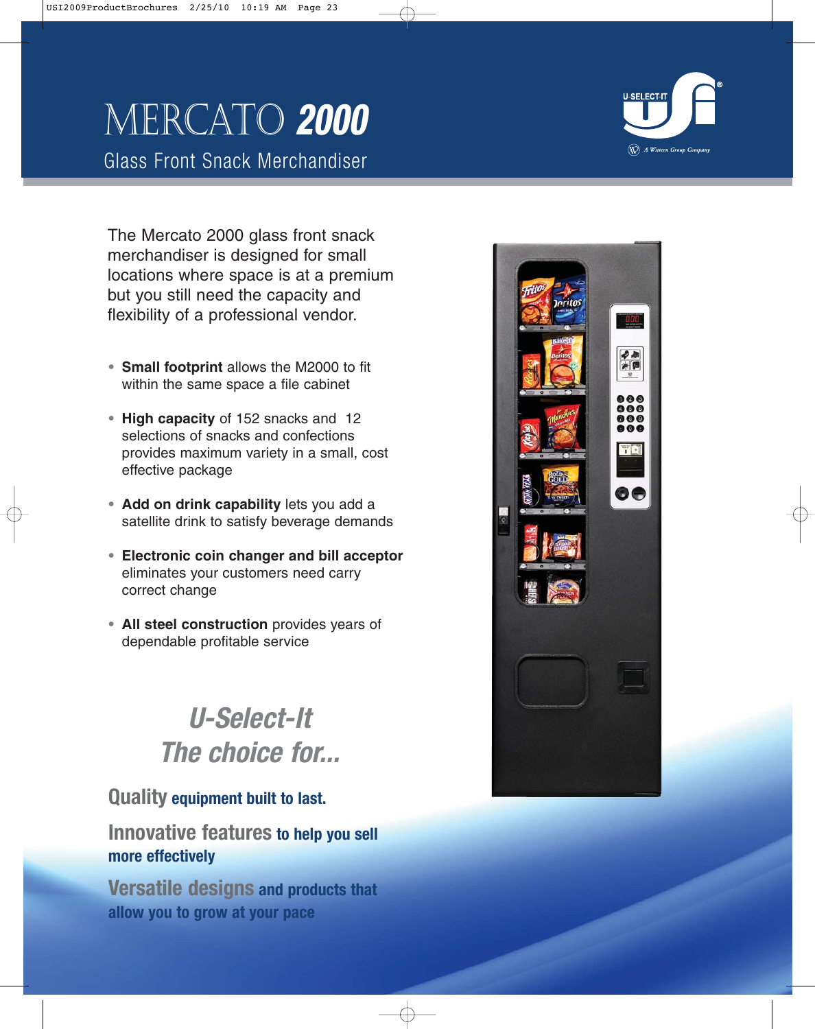# MERCATO 2000

## Glass Front Snack Merchandiser

The Mercato 2000 glass front snack merchandiser is designed for small locations where space is at a premium but you still need the capacity and flexibility of a professional vendor.

- **Small footprint** allows the M2000 to fit within the same space a file cabinet
- **High capacity** of 152 snacks and 12 selections of snacks and confections provides maximum variety in a small, cost effective package
- **Add on drink capability** lets you add a satellite drink to satisfy beverage demands
- **Electronic coin changer and bill acceptor** eliminates your customers need carry correct change
- **All steel construction** provides years of dependable profitable service

## *U-Select-It The choice for...*

**Quality equipment built to last.**

**Innovative features to help you sell more effectively**

**Versatile designs and products that allow you to grow at your pace**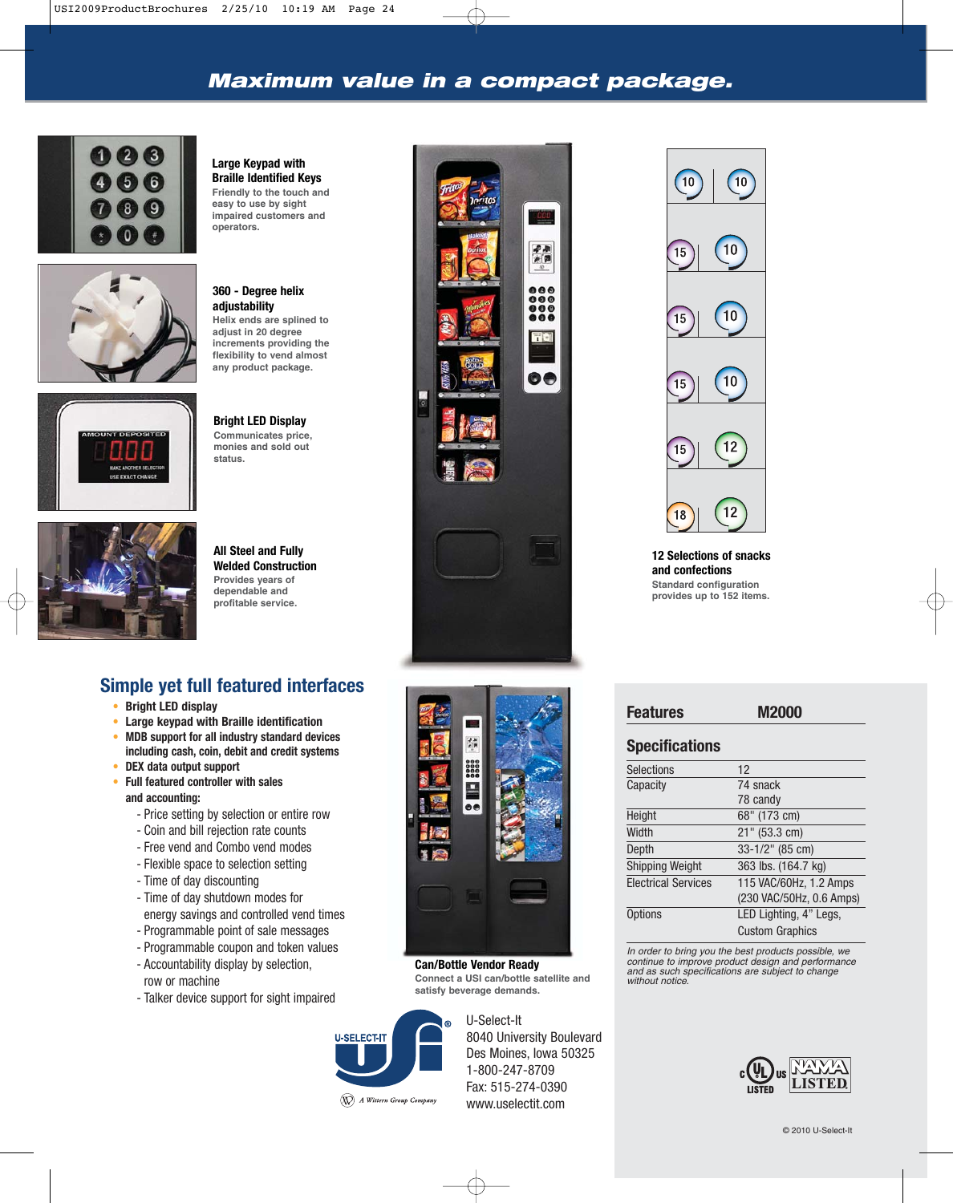# Maximum value in a compact package.

**Large Keypad with Braille Identified Keys**
Friendly to the touch and easy to use by sight impaired customers and operators.

**360 - Degree helix adjustability**
Helix ends are splined to adjust in 20 degree increments providing the flexibility to vend almost any product package.

**Bright LED Display**
Communicates price, monies and sold out status.

**All Steel and Fully Welded Construction**
Provides years of dependable and profitable service.

10 10
15 10
15 10
15 10
15 12
18 12

**12 Selections of snacks and confections**
Standard configuration provides up to 152 items.

## Simple yet full featured interfaces

- **Bright LED display**
- **Large keypad with Braille identification**
- **MDB support for all industry standard devices including cash, coin, debit and credit systems**
- **DEX data output support**
- **Full featured controller with sales and accounting:**
  - Price setting by selection or entire row
  - Coin and bill rejection rate counts
  - Free vend and Combo vend modes
  - Flexible space to selection setting
  - Time of day discounting
  - Time of day shutdown modes for energy savings and controlled vend times
  - Programmable point of sale messages
  - Programmable coupon and token values
  - Accountability display by selection, row or machine
  - Talker device support for sight impaired

**Can/Bottle Vendor Ready**
Connect a USI can/bottle satellite and satisfy beverage demands.

| Features | M2000 |
|---|---|
| **Specifications** | |
| Selections | 12 |
| Capacity | 74 snack<br>78 candy |
| Height | 68" (173 cm) |
| Width | 21" (53.3 cm) |
| Depth | 33-1/2" (85 cm) |
| Shipping Weight | 363 lbs. (164.7 kg) |
| Electrical Services | 115 VAC/60Hz, 1.2 Amps<br>(230 VAC/50Hz, 0.6 Amps) |
| Options | LED Lighting, 4" Legs,<br>Custom Graphics |

*In order to bring you the best products possible, we continue to improve product design and performance and as such specifications are subject to change without notice.*

U-SELECT-IT®
A Wittern Group Company

U-Select-It
8040 University Boulevard
Des Moines, Iowa 50325
1-800-247-8709
Fax: 515-274-0390
www.uselectit.com

c UL us LISTED
NAMA LISTED

© 2010 U-Select-It